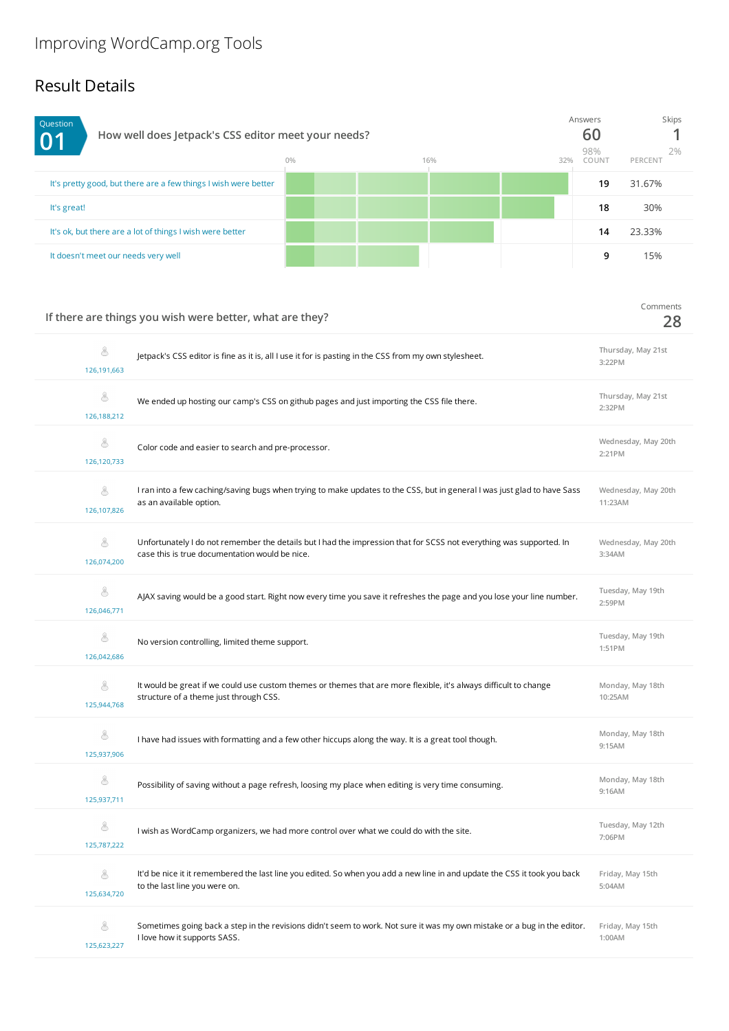# Improving WordCamp.org Tools

## Result Details

### Question 01: How well does Jetpack's CSS editor meet your needs?

Answers: 60 (98%) | Skips: 1 (2%)

| Answer | Count | Percent |
|---|---|---|
| It's pretty good, but there are a few things I wish were better | 19 | 31.67% |
| It's great! | 18 | 30% |
| It's ok, but there are a lot of things I wish were better | 14 | 23.33% |
| It doesn't meet our needs very well | 9 | 15% |

### If there are things you wish were better, what are they?

Comments: 28

| Respondent | Comment | Date |
|---|---|---|
| 126,191,663 | Jetpack's CSS editor is fine as it is, all I use it for is pasting in the CSS from my own stylesheet. | Thursday, May 21st 3:22PM |
| 126,188,212 | We ended up hosting our camp's CSS on github pages and just importing the CSS file there. | Thursday, May 21st 2:32PM |
| 126,120,733 | Color code and easier to search and pre-processor. | Wednesday, May 20th 2:21PM |
| 126,107,826 | I ran into a few caching/saving bugs when trying to make updates to the CSS, but in general I was just glad to have Sass as an available option. | Wednesday, May 20th 11:23AM |
| 126,074,200 | Unfortunately I do not remember the details but I had the impression that for SCSS not everything was supported. In case this is true documentation would be nice. | Wednesday, May 20th 3:34AM |
| 126,046,771 | AJAX saving would be a good start. Right now every time you save it refreshes the page and you lose your line number. | Tuesday, May 19th 2:59PM |
| 126,042,686 | No version controlling, limited theme support. | Tuesday, May 19th 1:51PM |
| 125,944,768 | It would be great if we could use custom themes or themes that are more flexible, it's always difficult to change structure of a theme just through CSS. | Monday, May 18th 10:25AM |
| 125,937,906 | I have had issues with formatting and a few other hiccups along the way. It is a great tool though. | Monday, May 18th 9:15AM |
| 125,937,711 | Possibility of saving without a page refresh, loosing my place when editing is very time consuming. | Monday, May 18th 9:16AM |
| 125,787,222 | I wish as WordCamp organizers, we had more control over what we could do with the site. | Tuesday, May 12th 7:06PM |
| 125,634,720 | It'd be nice it it remembered the last line you edited. So when you add a new line in and update the CSS it took you back to the last line you were on. | Friday, May 15th 5:04AM |
| 125,623,227 | Sometimes going back a step in the revisions didn't seem to work. Not sure it was my own mistake or a bug in the editor. I love how it supports SASS. | Friday, May 15th 1:00AM |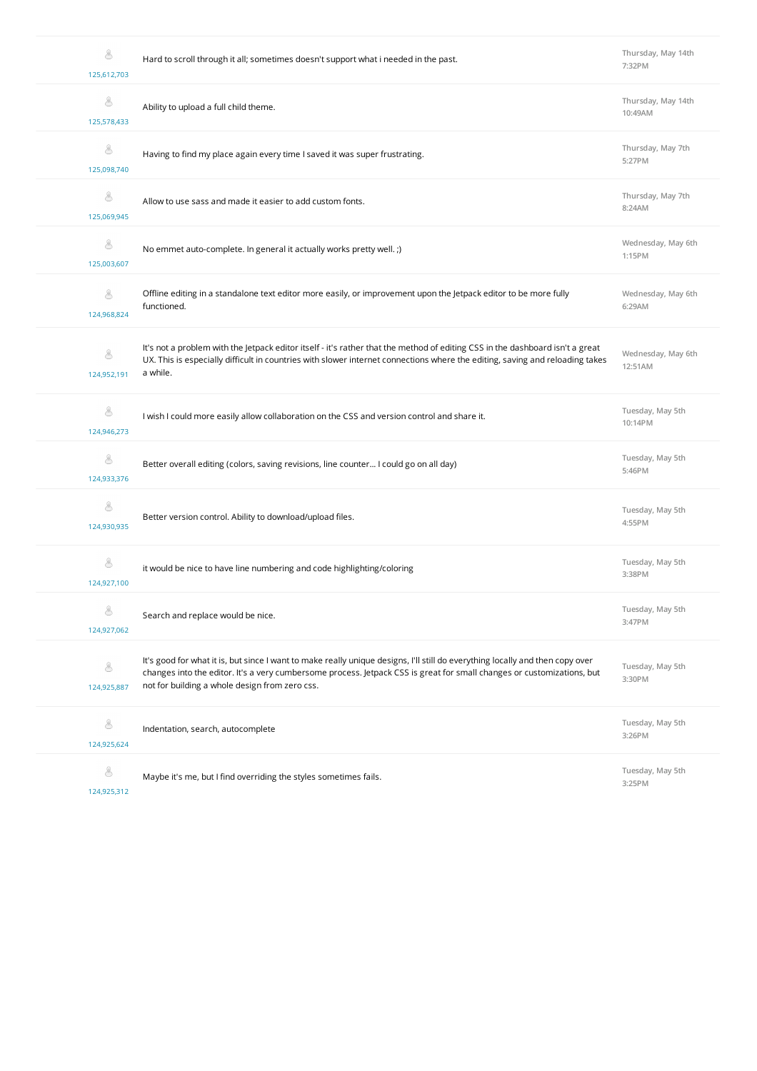| | | |
|---|---|---|
| 125,612,703 | Hard to scroll through it all; sometimes doesn't support what i needed in the past. | Thursday, May 14th 7:32PM |
| 125,578,433 | Ability to upload a full child theme. | Thursday, May 14th 10:49AM |
| 125,098,740 | Having to find my place again every time I saved it was super frustrating. | Thursday, May 7th 5:27PM |
| 125,069,945 | Allow to use sass and made it easier to add custom fonts. | Thursday, May 7th 8:24AM |
| 125,003,607 | No emmet auto-complete. In general it actually works pretty well. ;) | Wednesday, May 6th 1:15PM |
| 124,968,824 | Offline editing in a standalone text editor more easily, or improvement upon the Jetpack editor to be more fully functioned. | Wednesday, May 6th 6:29AM |
| 124,952,191 | It's not a problem with the Jetpack editor itself - it's rather that the method of editing CSS in the dashboard isn't a great UX. This is especially difficult in countries with slower internet connections where the editing, saving and reloading takes a while. | Wednesday, May 6th 12:51AM |
| 124,946,273 | I wish I could more easily allow collaboration on the CSS and version control and share it. | Tuesday, May 5th 10:14PM |
| 124,933,376 | Better overall editing (colors, saving revisions, line counter... I could go on all day) | Tuesday, May 5th 5:46PM |
| 124,930,935 | Better version control. Ability to download/upload files. | Tuesday, May 5th 4:55PM |
| 124,927,100 | it would be nice to have line numbering and code highlighting/coloring | Tuesday, May 5th 3:38PM |
| 124,927,062 | Search and replace would be nice. | Tuesday, May 5th 3:47PM |
| 124,925,887 | It's good for what it is, but since I want to make really unique designs, I'll still do everything locally and then copy over changes into the editor. It's a very cumbersome process. Jetpack CSS is great for small changes or customizations, but not for building a whole design from zero css. | Tuesday, May 5th 3:30PM |
| 124,925,624 | Indentation, search, autocomplete | Tuesday, May 5th 3:26PM |
| 124,925,312 | Maybe it's me, but I find overriding the styles sometimes fails. | Tuesday, May 5th 3:25PM |